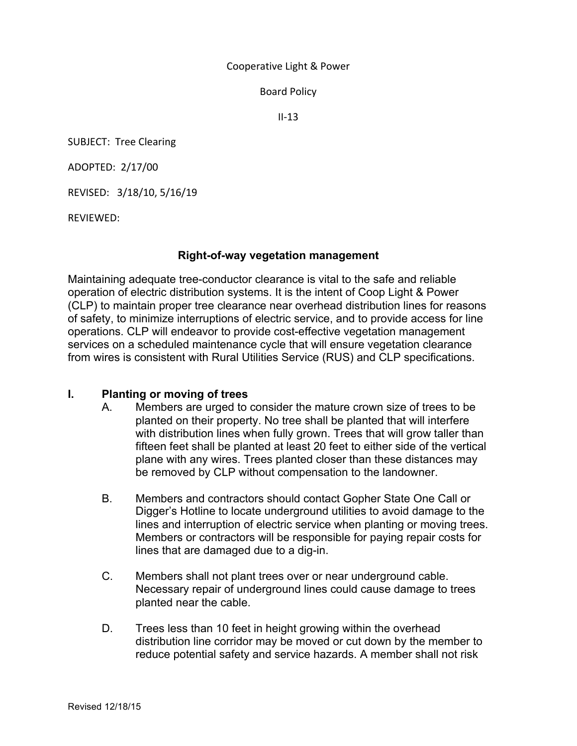Cooperative Light & Power

Board Policy

II-13

SUBJECT: Tree Clearing

ADOPTED: 2/17/00

REVISED: 3/18/10, 5/16/19

REVIEWED:

## Right-of-way vegetation management

Maintaining adequate tree-conductor clearance is vital to the safe and reliable operation of electric distribution systems. It is the intent of Coop Light & Power (CLP) to maintain proper tree clearance near overhead distribution lines for reasons of safety, to minimize interruptions of electric service, and to provide access for line operations. CLP will endeavor to provide cost-effective vegetation management services on a scheduled maintenance cycle that will ensure vegetation clearance from wires is consistent with Rural Utilities Service (RUS) and CLP specifications.

### I. Planting or moving of trees

A. Members are urged to consider the mature crown size of trees to be planted on their property. No tree shall be planted that will interfere with distribution lines when fully grown. Trees that will grow taller than fifteen feet shall be planted at least 20 feet to either side of the vertical plane with any wires. Trees planted closer than these distances may be removed by CLP without compensation to the landowner.

B. Members and contractors should contact Gopher State One Call or Digger's Hotline to locate underground utilities to avoid damage to the lines and interruption of electric service when planting or moving trees. Members or contractors will be responsible for paying repair costs for lines that are damaged due to a dig-in.

C. Members shall not plant trees over or near underground cable. Necessary repair of underground lines could cause damage to trees planted near the cable.

D. Trees less than 10 feet in height growing within the overhead distribution line corridor may be moved or cut down by the member to reduce potential safety and service hazards. A member shall not risk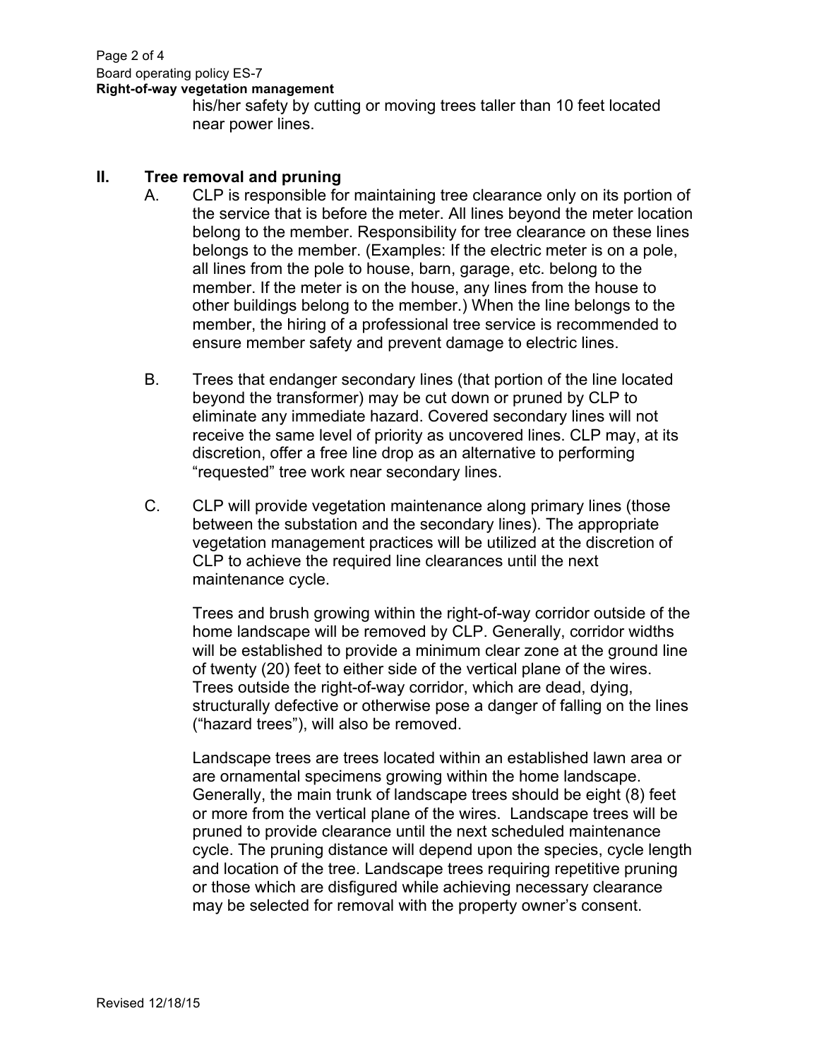his/her safety by cutting or moving trees taller than 10 feet located near power lines.

## II. Tree removal and pruning

A. CLP is responsible for maintaining tree clearance only on its portion of the service that is before the meter. All lines beyond the meter location belong to the member. Responsibility for tree clearance on these lines belongs to the member. (Examples: If the electric meter is on a pole, all lines from the pole to house, barn, garage, etc. belong to the member. If the meter is on the house, any lines from the house to other buildings belong to the member.) When the line belongs to the member, the hiring of a professional tree service is recommended to ensure member safety and prevent damage to electric lines.

B. Trees that endanger secondary lines (that portion of the line located beyond the transformer) may be cut down or pruned by CLP to eliminate any immediate hazard. Covered secondary lines will not receive the same level of priority as uncovered lines. CLP may, at its discretion, offer a free line drop as an alternative to performing "requested" tree work near secondary lines.

C. CLP will provide vegetation maintenance along primary lines (those between the substation and the secondary lines). The appropriate vegetation management practices will be utilized at the discretion of CLP to achieve the required line clearances until the next maintenance cycle.

Trees and brush growing within the right-of-way corridor outside of the home landscape will be removed by CLP. Generally, corridor widths will be established to provide a minimum clear zone at the ground line of twenty (20) feet to either side of the vertical plane of the wires. Trees outside the right-of-way corridor, which are dead, dying, structurally defective or otherwise pose a danger of falling on the lines ("hazard trees"), will also be removed.

Landscape trees are trees located within an established lawn area or are ornamental specimens growing within the home landscape. Generally, the main trunk of landscape trees should be eight (8) feet or more from the vertical plane of the wires. Landscape trees will be pruned to provide clearance until the next scheduled maintenance cycle. The pruning distance will depend upon the species, cycle length and location of the tree. Landscape trees requiring repetitive pruning or those which are disfigured while achieving necessary clearance may be selected for removal with the property owner's consent.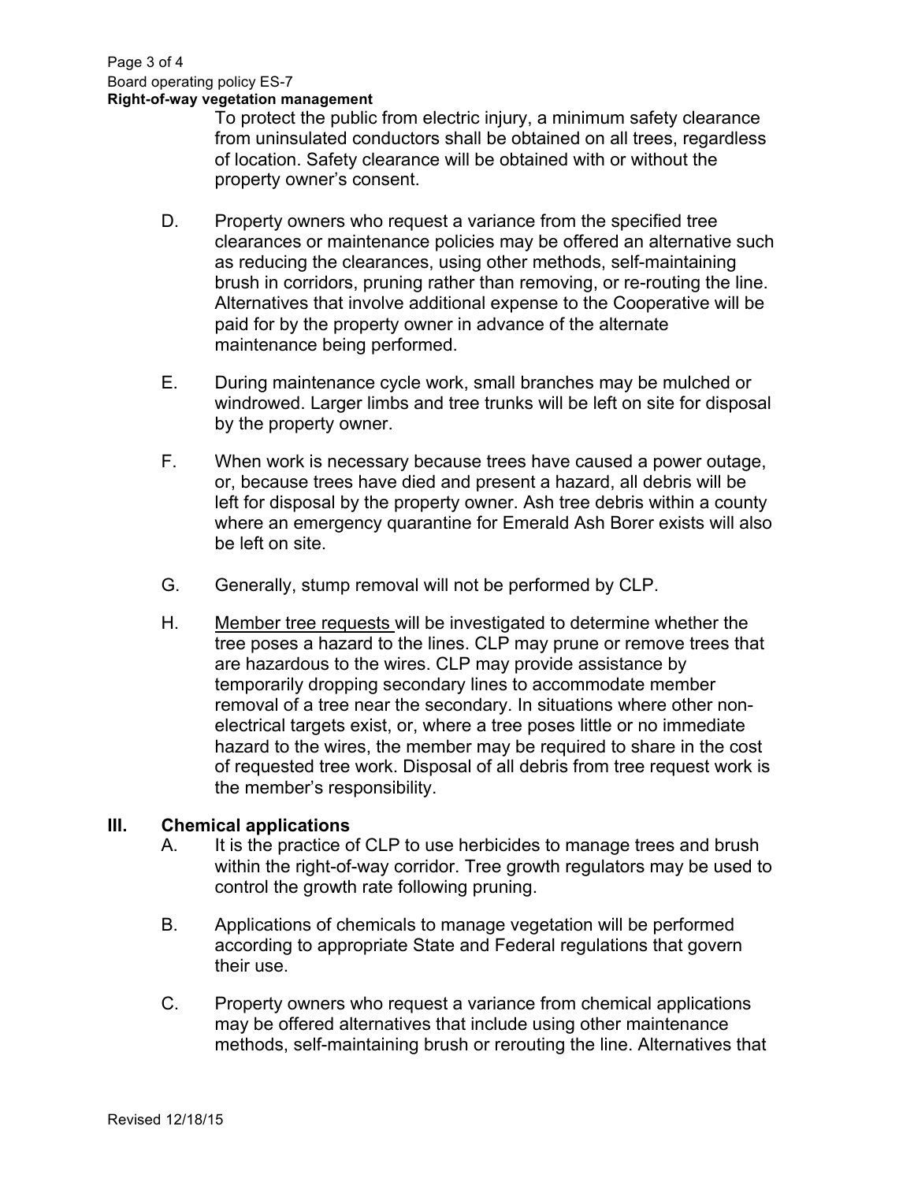To protect the public from electric injury, a minimum safety clearance from uninsulated conductors shall be obtained on all trees, regardless of location. Safety clearance will be obtained with or without the property owner's consent.

D. Property owners who request a variance from the specified tree clearances or maintenance policies may be offered an alternative such as reducing the clearances, using other methods, self-maintaining brush in corridors, pruning rather than removing, or re-routing the line. Alternatives that involve additional expense to the Cooperative will be paid for by the property owner in advance of the alternate maintenance being performed.

E. During maintenance cycle work, small branches may be mulched or windrowed. Larger limbs and tree trunks will be left on site for disposal by the property owner.

F. When work is necessary because trees have caused a power outage, or, because trees have died and present a hazard, all debris will be left for disposal by the property owner. Ash tree debris within a county where an emergency quarantine for Emerald Ash Borer exists will also be left on site.

G. Generally, stump removal will not be performed by CLP.

H. <u>Member tree requests</u> will be investigated to determine whether the tree poses a hazard to the lines. CLP may prune or remove trees that are hazardous to the wires. CLP may provide assistance by temporarily dropping secondary lines to accommodate member removal of a tree near the secondary. In situations where other non-electrical targets exist, or, where a tree poses little or no immediate hazard to the wires, the member may be required to share in the cost of requested tree work. Disposal of all debris from tree request work is the member's responsibility.

## III. Chemical applications

A. It is the practice of CLP to use herbicides to manage trees and brush within the right-of-way corridor. Tree growth regulators may be used to control the growth rate following pruning.

B. Applications of chemicals to manage vegetation will be performed according to appropriate State and Federal regulations that govern their use.

C. Property owners who request a variance from chemical applications may be offered alternatives that include using other maintenance methods, self-maintaining brush or rerouting the line. Alternatives that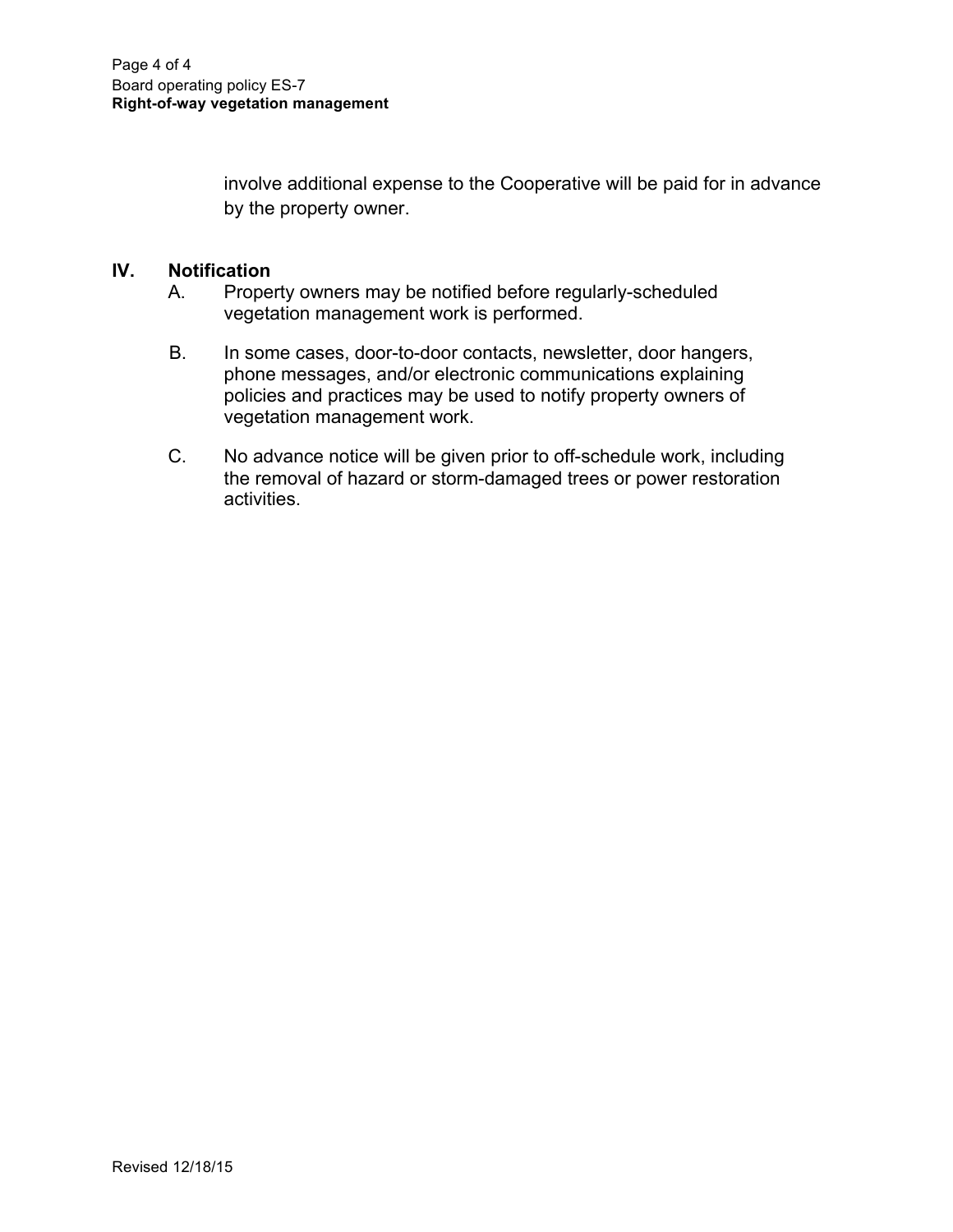involve additional expense to the Cooperative will be paid for in advance by the property owner.

## IV. Notification

A. Property owners may be notified before regularly-scheduled vegetation management work is performed.

B. In some cases, door-to-door contacts, newsletter, door hangers, phone messages, and/or electronic communications explaining policies and practices may be used to notify property owners of vegetation management work.

C. No advance notice will be given prior to off-schedule work, including the removal of hazard or storm-damaged trees or power restoration activities.

Revised 12/18/15